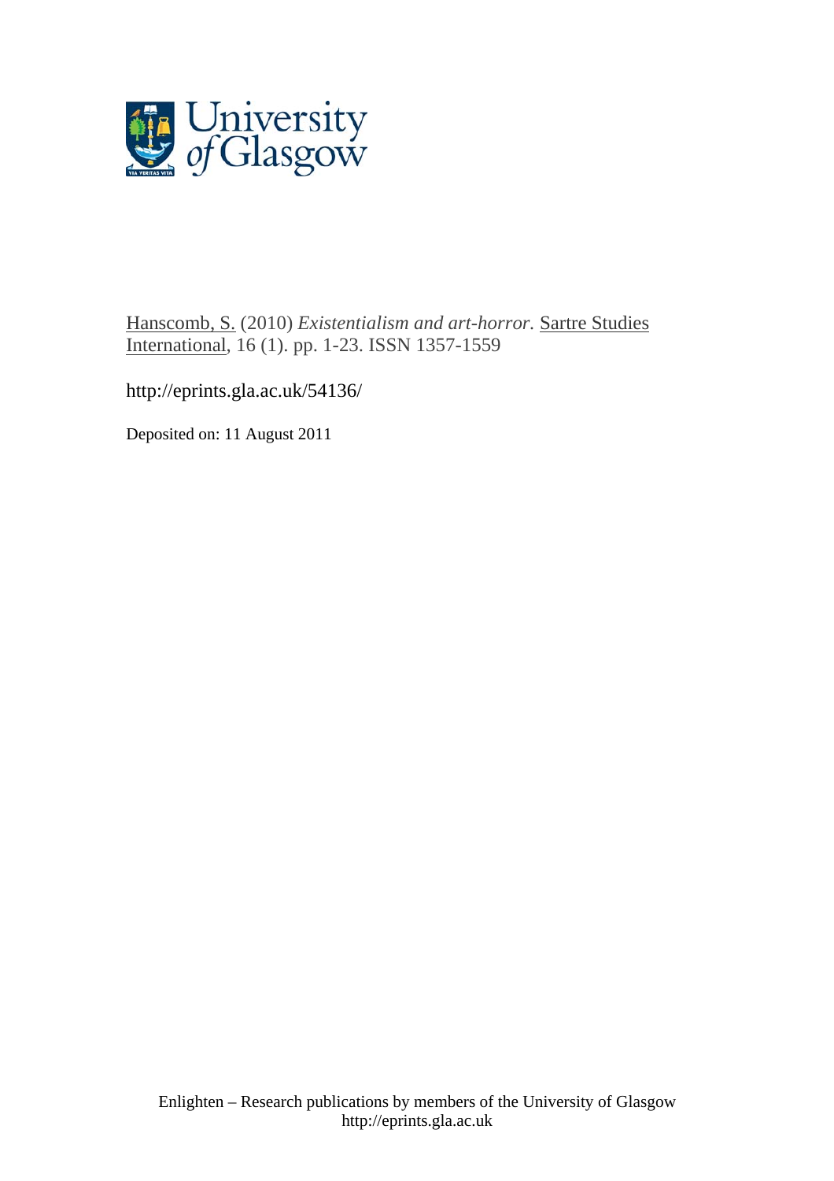Hanscomb, S. (2010) *Existentialism and art-horror.* Sartre Studies International, 16 (1). pp. 1-23. ISSN 1357-1559

http://eprints.gla.ac.uk/54136/

Deposited on: 11 August 2011

Enlighten – Research publications by members of the University of Glasgow
http://eprints.gla.ac.uk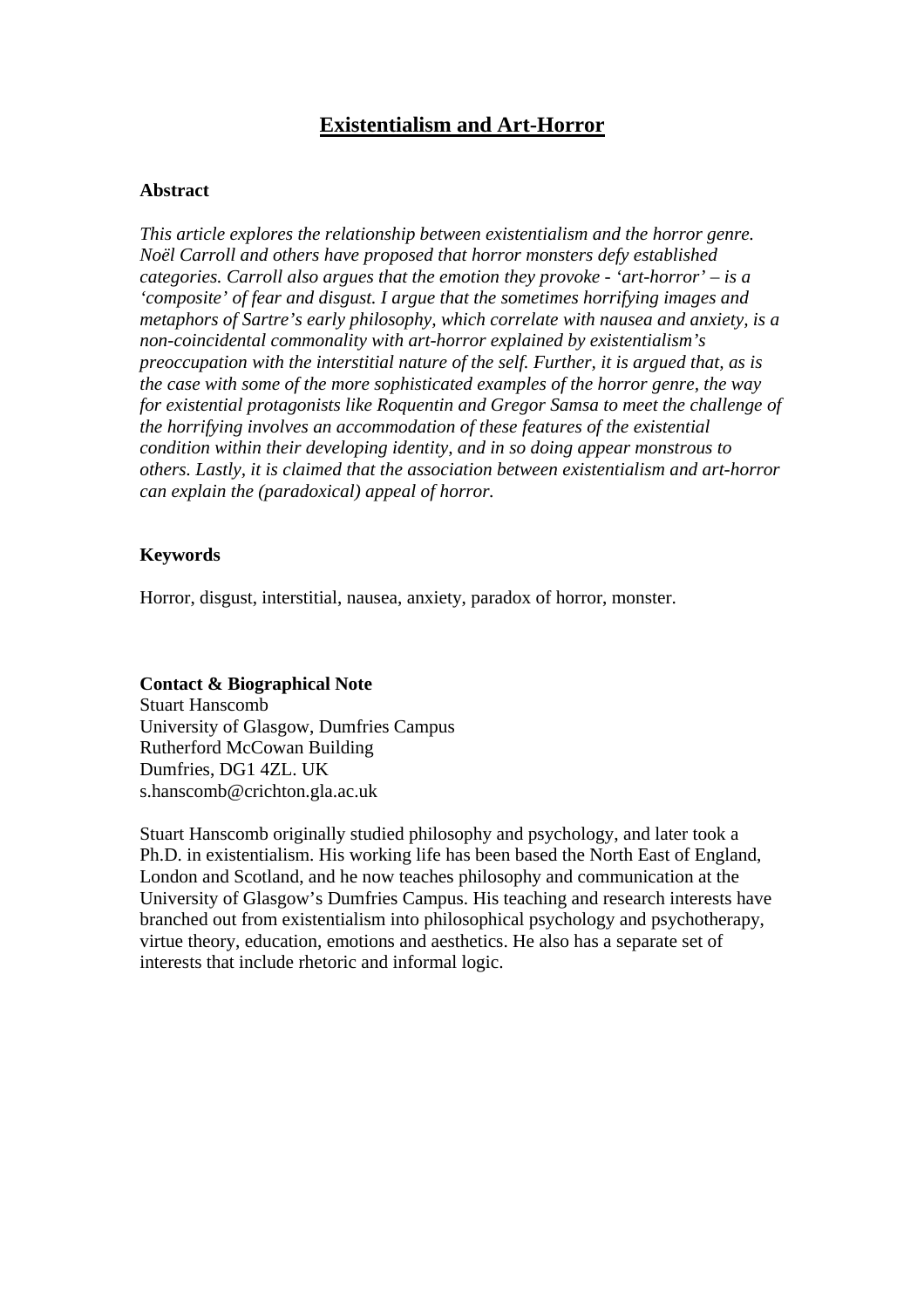# Existentialism and Art-Horror

### Abstract

*This article explores the relationship between existentialism and the horror genre. Noël Carroll and others have proposed that horror monsters defy established categories. Carroll also argues that the emotion they provoke - 'art-horror' – is a 'composite' of fear and disgust. I argue that the sometimes horrifying images and metaphors of Sartre's early philosophy, which correlate with nausea and anxiety, is a non-coincidental commonality with art-horror explained by existentialism's preoccupation with the interstitial nature of the self. Further, it is argued that, as is the case with some of the more sophisticated examples of the horror genre, the way for existential protagonists like Roquentin and Gregor Samsa to meet the challenge of the horrifying involves an accommodation of these features of the existential condition within their developing identity, and in so doing appear monstrous to others. Lastly, it is claimed that the association between existentialism and art-horror can explain the (paradoxical) appeal of horror.*

### Keywords

Horror, disgust, interstitial, nausea, anxiety, paradox of horror, monster.

### Contact & Biographical Note

Stuart Hanscomb
University of Glasgow, Dumfries Campus
Rutherford McCowan Building
Dumfries, DG1 4ZL. UK
s.hanscomb@crichton.gla.ac.uk

Stuart Hanscomb originally studied philosophy and psychology, and later took a Ph.D. in existentialism. His working life has been based the North East of England, London and Scotland, and he now teaches philosophy and communication at the University of Glasgow's Dumfries Campus. His teaching and research interests have branched out from existentialism into philosophical psychology and psychotherapy, virtue theory, education, emotions and aesthetics. He also has a separate set of interests that include rhetoric and informal logic.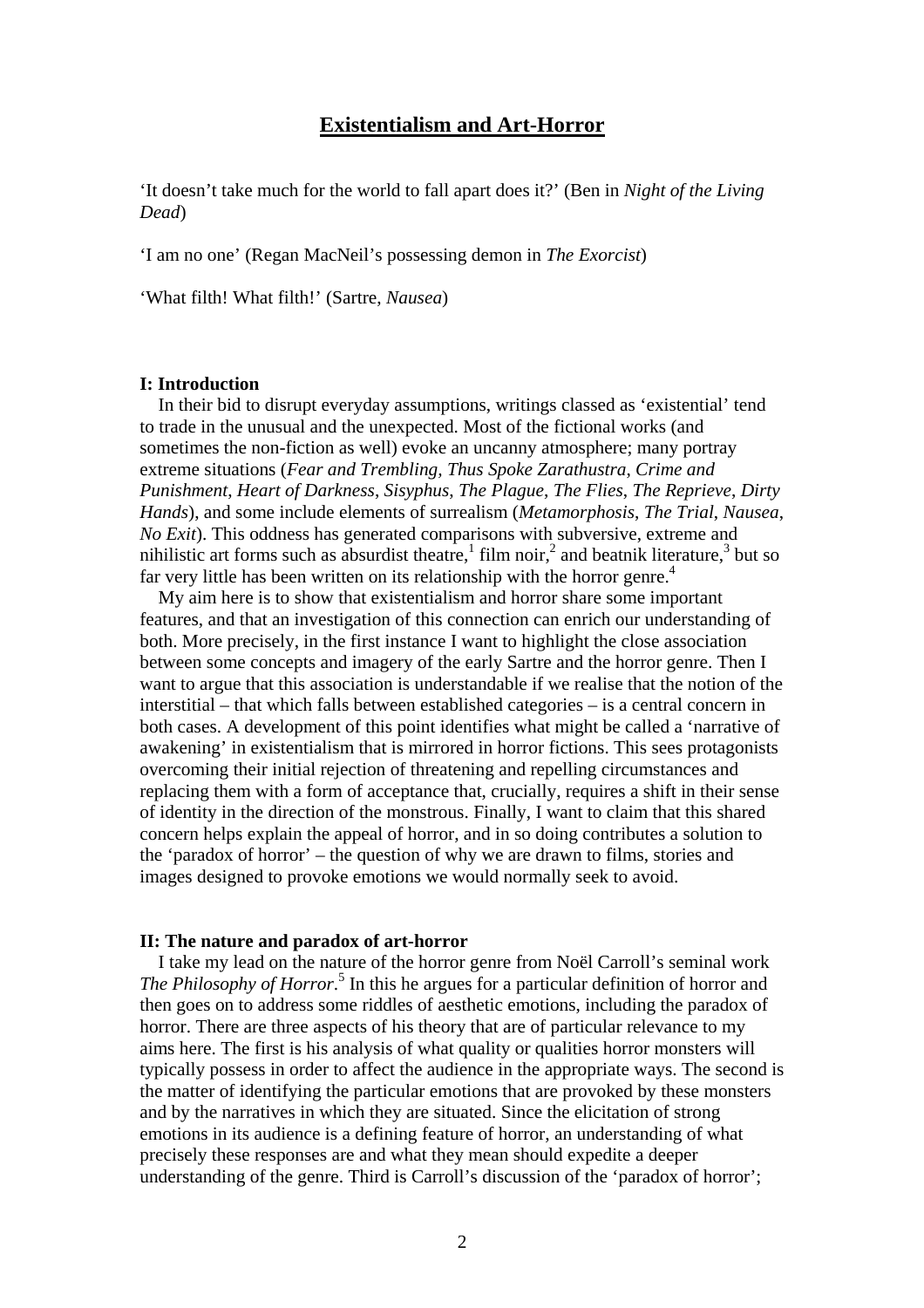# Existentialism and Art-Horror

'It doesn't take much for the world to fall apart does it?' (Ben in *Night of the Living Dead*)

'I am no one' (Regan MacNeil's possessing demon in *The Exorcist*)

'What filth! What filth!' (Sartre, *Nausea*)

**I: Introduction**

In their bid to disrupt everyday assumptions, writings classed as 'existential' tend to trade in the unusual and the unexpected. Most of the fictional works (and sometimes the non-fiction as well) evoke an uncanny atmosphere; many portray extreme situations (*Fear and Trembling*, *Thus Spoke Zarathustra*, *Crime and Punishment*, *Heart of Darkness*, *Sisyphus*, *The Plague*, *The Flies*, *The Reprieve*, *Dirty Hands*), and some include elements of surrealism (*Metamorphosis*, *The Trial*, *Nausea*, *No Exit*). This oddness has generated comparisons with subversive, extreme and nihilistic art forms such as absurdist theatre,[1] film noir,[2] and beatnik literature,[3] but so far very little has been written on its relationship with the horror genre.[4]

My aim here is to show that existentialism and horror share some important features, and that an investigation of this connection can enrich our understanding of both. More precisely, in the first instance I want to highlight the close association between some concepts and imagery of the early Sartre and the horror genre. Then I want to argue that this association is understandable if we realise that the notion of the interstitial – that which falls between established categories – is a central concern in both cases. A development of this point identifies what might be called a 'narrative of awakening' in existentialism that is mirrored in horror fictions. This sees protagonists overcoming their initial rejection of threatening and repelling circumstances and replacing them with a form of acceptance that, crucially, requires a shift in their sense of identity in the direction of the monstrous. Finally, I want to claim that this shared concern helps explain the appeal of horror, and in so doing contributes a solution to the 'paradox of horror' – the question of why we are drawn to films, stories and images designed to provoke emotions we would normally seek to avoid.

**II: The nature and paradox of art-horror**

I take my lead on the nature of the horror genre from Noël Carroll's seminal work *The Philosophy of Horror*.[5] In this he argues for a particular definition of horror and then goes on to address some riddles of aesthetic emotions, including the paradox of horror. There are three aspects of his theory that are of particular relevance to my aims here. The first is his analysis of what quality or qualities horror monsters will typically possess in order to affect the audience in the appropriate ways. The second is the matter of identifying the particular emotions that are provoked by these monsters and by the narratives in which they are situated. Since the elicitation of strong emotions in its audience is a defining feature of horror, an understanding of what precisely these responses are and what they mean should expedite a deeper understanding of the genre. Third is Carroll's discussion of the 'paradox of horror';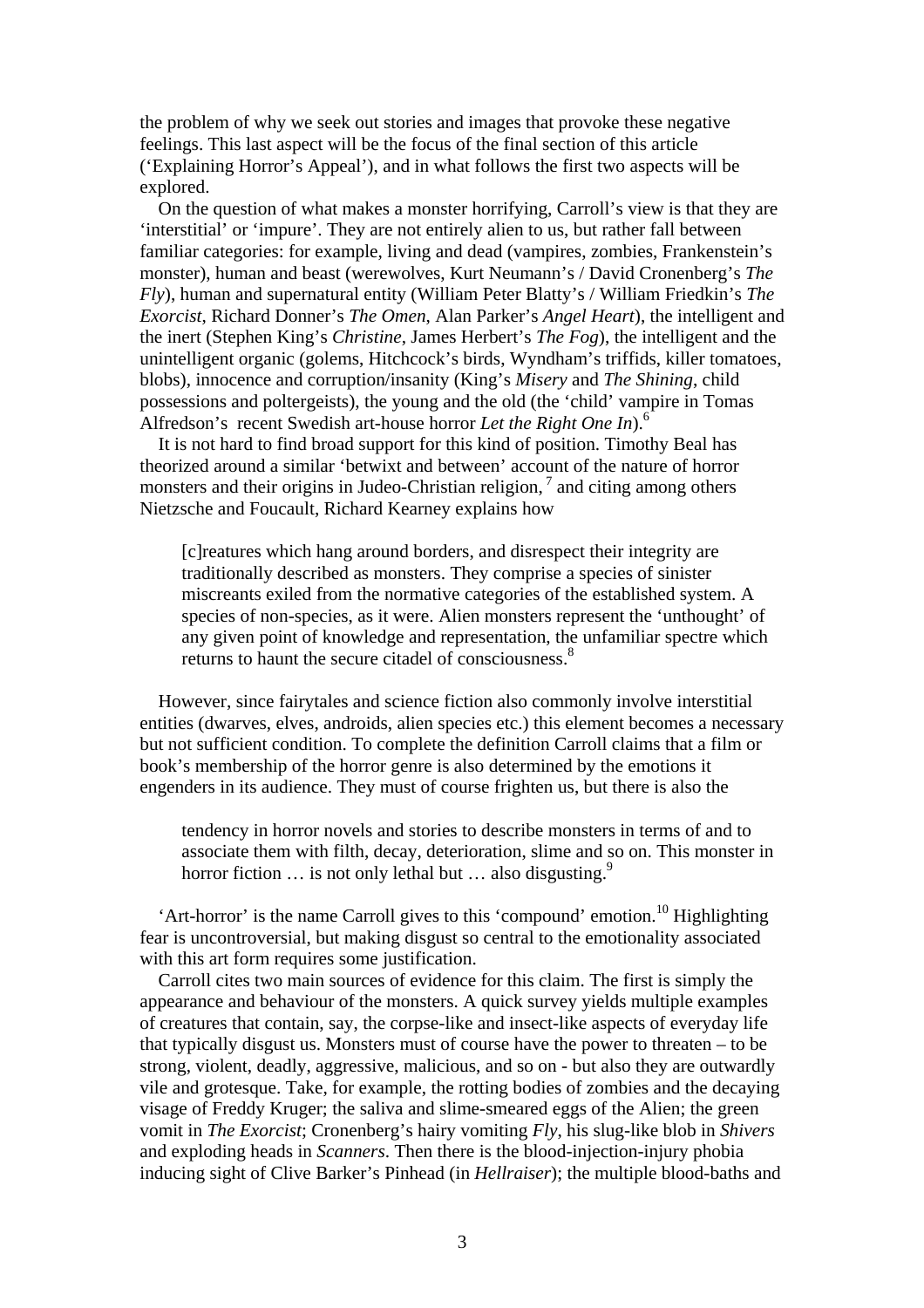the problem of why we seek out stories and images that provoke these negative feelings. This last aspect will be the focus of the final section of this article ('Explaining Horror's Appeal'), and in what follows the first two aspects will be explored.

On the question of what makes a monster horrifying, Carroll's view is that they are 'interstitial' or 'impure'. They are not entirely alien to us, but rather fall between familiar categories: for example, living and dead (vampires, zombies, Frankenstein's monster), human and beast (werewolves, Kurt Neumann's / David Cronenberg's *The Fly*), human and supernatural entity (William Peter Blatty's / William Friedkin's *The Exorcist*, Richard Donner's *The Omen*, Alan Parker's *Angel Heart*), the intelligent and the inert (Stephen King's *Christine*, James Herbert's *The Fog*), the intelligent and the unintelligent organic (golems, Hitchcock's birds, Wyndham's triffids, killer tomatoes, blobs), innocence and corruption/insanity (King's *Misery* and *The Shining*, child possessions and poltergeists), the young and the old (the 'child' vampire in Tomas Alfredson's recent Swedish art-house horror *Let the Right One In*).[6]

It is not hard to find broad support for this kind of position. Timothy Beal has theorized around a similar 'betwixt and between' account of the nature of horror monsters and their origins in Judeo-Christian religion, [7] and citing among others Nietzsche and Foucault, Richard Kearney explains how

> [c]reatures which hang around borders, and disrespect their integrity are traditionally described as monsters. They comprise a species of sinister miscreants exiled from the normative categories of the established system. A species of non-species, as it were. Alien monsters represent the 'unthought' of any given point of knowledge and representation, the unfamiliar spectre which returns to haunt the secure citadel of consciousness.[8]

However, since fairytales and science fiction also commonly involve interstitial entities (dwarves, elves, androids, alien species etc.) this element becomes a necessary but not sufficient condition. To complete the definition Carroll claims that a film or book's membership of the horror genre is also determined by the emotions it engenders in its audience. They must of course frighten us, but there is also the

> tendency in horror novels and stories to describe monsters in terms of and to associate them with filth, decay, deterioration, slime and so on. This monster in horror fiction … is not only lethal but … also disgusting.[9]

'Art-horror' is the name Carroll gives to this 'compound' emotion.[10] Highlighting fear is uncontroversial, but making disgust so central to the emotionality associated with this art form requires some justification.

Carroll cites two main sources of evidence for this claim. The first is simply the appearance and behaviour of the monsters. A quick survey yields multiple examples of creatures that contain, say, the corpse-like and insect-like aspects of everyday life that typically disgust us. Monsters must of course have the power to threaten – to be strong, violent, deadly, aggressive, malicious, and so on - but also they are outwardly vile and grotesque. Take, for example, the rotting bodies of zombies and the decaying visage of Freddy Kruger; the saliva and slime-smeared eggs of the Alien; the green vomit in *The Exorcist*; Cronenberg's hairy vomiting *Fly*, his slug-like blob in *Shivers* and exploding heads in *Scanners*. Then there is the blood-injection-injury phobia inducing sight of Clive Barker's Pinhead (in *Hellraiser*); the multiple blood-baths and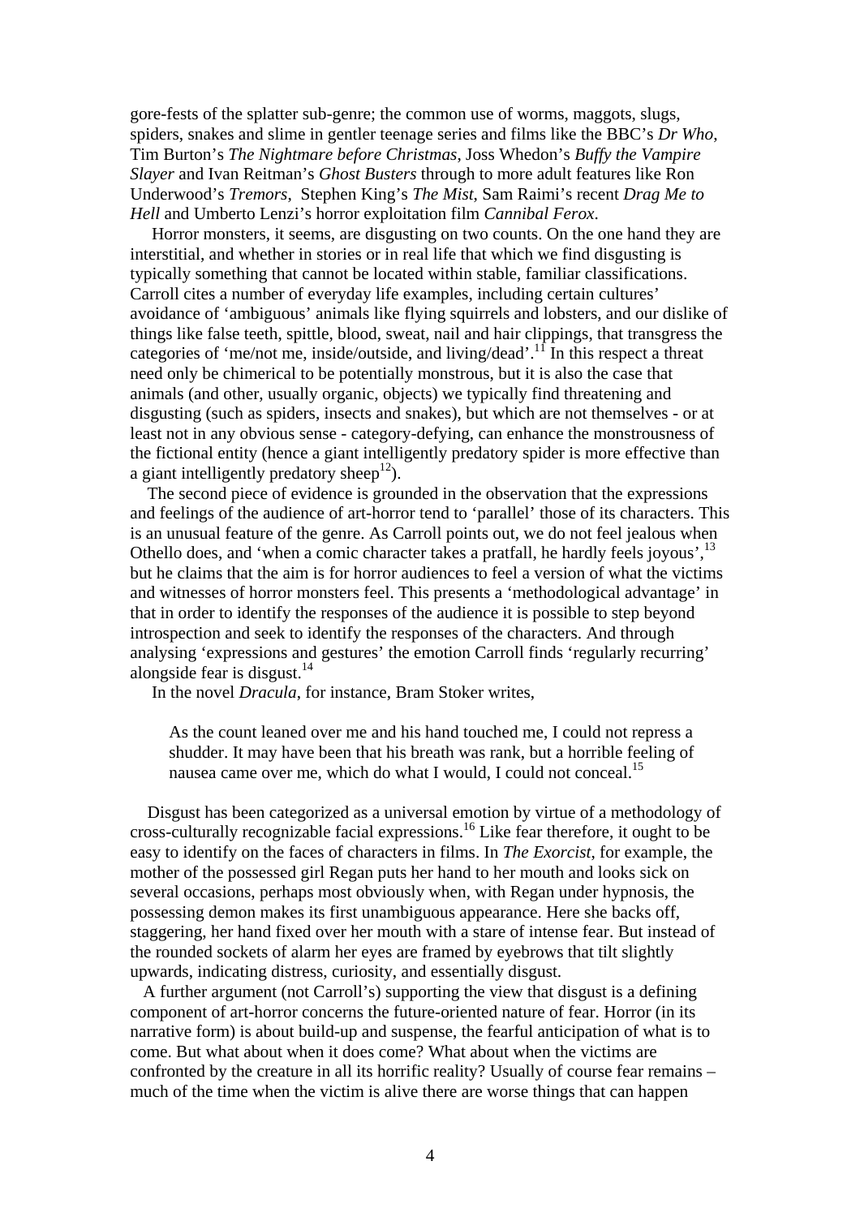gore-fests of the splatter sub-genre; the common use of worms, maggots, slugs, spiders, snakes and slime in gentler teenage series and films like the BBC's *Dr Who*, Tim Burton's *The Nightmare before Christmas*, Joss Whedon's *Buffy the Vampire Slayer* and Ivan Reitman's *Ghost Busters* through to more adult features like Ron Underwood's *Tremors*, Stephen King's *The Mist*, Sam Raimi's recent *Drag Me to Hell* and Umberto Lenzi's horror exploitation film *Cannibal Ferox*.

Horror monsters, it seems, are disgusting on two counts. On the one hand they are interstitial, and whether in stories or in real life that which we find disgusting is typically something that cannot be located within stable, familiar classifications. Carroll cites a number of everyday life examples, including certain cultures' avoidance of 'ambiguous' animals like flying squirrels and lobsters, and our dislike of things like false teeth, spittle, blood, sweat, nail and hair clippings, that transgress the categories of 'me/not me, inside/outside, and living/dead'.[11] In this respect a threat need only be chimerical to be potentially monstrous, but it is also the case that animals (and other, usually organic, objects) we typically find threatening and disgusting (such as spiders, insects and snakes), but which are not themselves - or at least not in any obvious sense - category-defying, can enhance the monstrousness of the fictional entity (hence a giant intelligently predatory spider is more effective than a giant intelligently predatory sheep[12]).

The second piece of evidence is grounded in the observation that the expressions and feelings of the audience of art-horror tend to 'parallel' those of its characters. This is an unusual feature of the genre. As Carroll points out, we do not feel jealous when Othello does, and 'when a comic character takes a pratfall, he hardly feels joyous',[13] but he claims that the aim is for horror audiences to feel a version of what the victims and witnesses of horror monsters feel. This presents a 'methodological advantage' in that in order to identify the responses of the audience it is possible to step beyond introspection and seek to identify the responses of the characters. And through analysing 'expressions and gestures' the emotion Carroll finds 'regularly recurring' alongside fear is disgust.[14]

In the novel *Dracula*, for instance, Bram Stoker writes,

> As the count leaned over me and his hand touched me, I could not repress a shudder. It may have been that his breath was rank, but a horrible feeling of nausea came over me, which do what I would, I could not conceal.[15]

Disgust has been categorized as a universal emotion by virtue of a methodology of cross-culturally recognizable facial expressions.[16] Like fear therefore, it ought to be easy to identify on the faces of characters in films. In *The Exorcist*, for example, the mother of the possessed girl Regan puts her hand to her mouth and looks sick on several occasions, perhaps most obviously when, with Regan under hypnosis, the possessing demon makes its first unambiguous appearance. Here she backs off, staggering, her hand fixed over her mouth with a stare of intense fear. But instead of the rounded sockets of alarm her eyes are framed by eyebrows that tilt slightly upwards, indicating distress, curiosity, and essentially disgust.

A further argument (not Carroll's) supporting the view that disgust is a defining component of art-horror concerns the future-oriented nature of fear. Horror (in its narrative form) is about build-up and suspense, the fearful anticipation of what is to come. But what about when it does come? What about when the victims are confronted by the creature in all its horrific reality? Usually of course fear remains – much of the time when the victim is alive there are worse things that can happen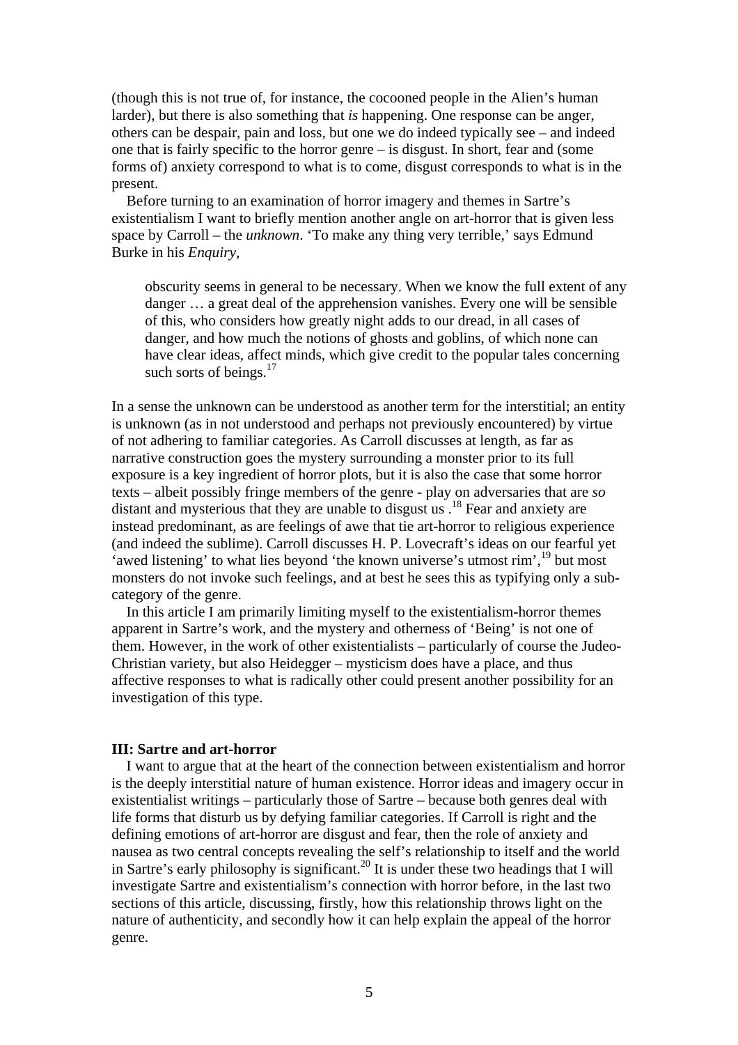(though this is not true of, for instance, the cocooned people in the Alien's human larder), but there is also something that *is* happening. One response can be anger, others can be despair, pain and loss, but one we do indeed typically see – and indeed one that is fairly specific to the horror genre – is disgust. In short, fear and (some forms of) anxiety correspond to what is to come, disgust corresponds to what is in the present.

Before turning to an examination of horror imagery and themes in Sartre's existentialism I want to briefly mention another angle on art-horror that is given less space by Carroll – the *unknown*. 'To make any thing very terrible,' says Edmund Burke in his *Enquiry*,

> obscurity seems in general to be necessary. When we know the full extent of any danger … a great deal of the apprehension vanishes. Every one will be sensible of this, who considers how greatly night adds to our dread, in all cases of danger, and how much the notions of ghosts and goblins, of which none can have clear ideas, affect minds, which give credit to the popular tales concerning such sorts of beings.[17]

In a sense the unknown can be understood as another term for the interstitial; an entity is unknown (as in not understood and perhaps not previously encountered) by virtue of not adhering to familiar categories. As Carroll discusses at length, as far as narrative construction goes the mystery surrounding a monster prior to its full exposure is a key ingredient of horror plots, but it is also the case that some horror texts – albeit possibly fringe members of the genre - play on adversaries that are *so* distant and mysterious that they are unable to disgust us .[18] Fear and anxiety are instead predominant, as are feelings of awe that tie art-horror to religious experience (and indeed the sublime). Carroll discusses H. P. Lovecraft's ideas on our fearful yet 'awed listening' to what lies beyond 'the known universe's utmost rim',[19] but most monsters do not invoke such feelings, and at best he sees this as typifying only a sub-category of the genre.

In this article I am primarily limiting myself to the existentialism-horror themes apparent in Sartre's work, and the mystery and otherness of 'Being' is not one of them. However, in the work of other existentialists – particularly of course the Judeo-Christian variety, but also Heidegger – mysticism does have a place, and thus affective responses to what is radically other could present another possibility for an investigation of this type.

### III: Sartre and art-horror

I want to argue that at the heart of the connection between existentialism and horror is the deeply interstitial nature of human existence. Horror ideas and imagery occur in existentialist writings – particularly those of Sartre – because both genres deal with life forms that disturb us by defying familiar categories. If Carroll is right and the defining emotions of art-horror are disgust and fear, then the role of anxiety and nausea as two central concepts revealing the self's relationship to itself and the world in Sartre's early philosophy is significant.[20] It is under these two headings that I will investigate Sartre and existentialism's connection with horror before, in the last two sections of this article, discussing, firstly, how this relationship throws light on the nature of authenticity, and secondly how it can help explain the appeal of the horror genre.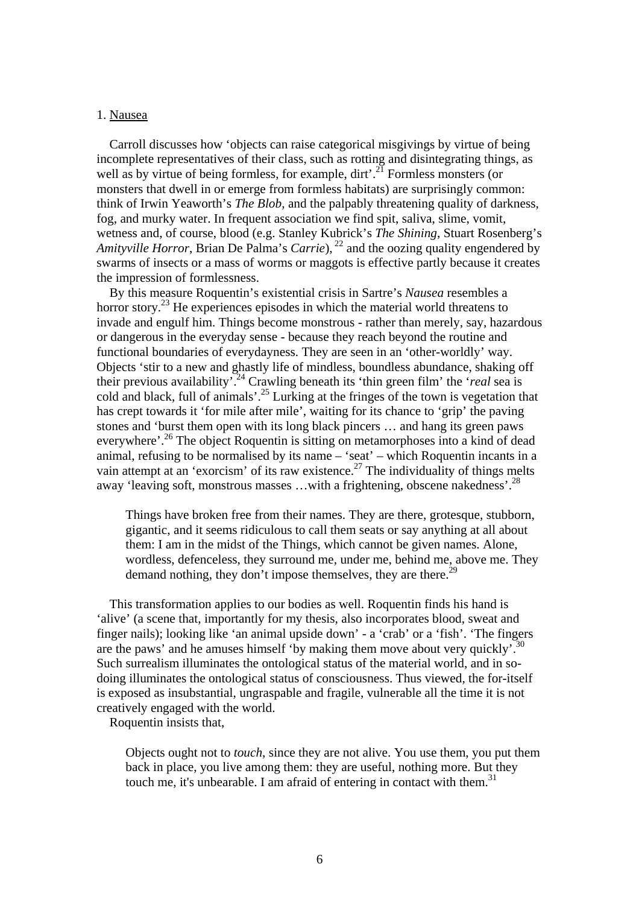## 1. Nausea

Carroll discusses how 'objects can raise categorical misgivings by virtue of being incomplete representatives of their class, such as rotting and disintegrating things, as well as by virtue of being formless, for example, dirt'.[21] Formless monsters (or monsters that dwell in or emerge from formless habitats) are surprisingly common: think of Irwin Yeaworth's *The Blob*, and the palpably threatening quality of darkness, fog, and murky water. In frequent association we find spit, saliva, slime, vomit, wetness and, of course, blood (e.g. Stanley Kubrick's *The Shining*, Stuart Rosenberg's *Amityville Horror*, Brian De Palma's *Carrie*),[22] and the oozing quality engendered by swarms of insects or a mass of worms or maggots is effective partly because it creates the impression of formlessness.

By this measure Roquentin's existential crisis in Sartre's *Nausea* resembles a horror story.[23] He experiences episodes in which the material world threatens to invade and engulf him. Things become monstrous - rather than merely, say, hazardous or dangerous in the everyday sense - because they reach beyond the routine and functional boundaries of everydayness. They are seen in an 'other-worldly' way. Objects 'stir to a new and ghastly life of mindless, boundless abundance, shaking off their previous availability'.[24] Crawling beneath its 'thin green film' the '*real* sea is cold and black, full of animals'.[25] Lurking at the fringes of the town is vegetation that has crept towards it 'for mile after mile', waiting for its chance to 'grip' the paving stones and 'burst them open with its long black pincers … and hang its green paws everywhere'.[26] The object Roquentin is sitting on metamorphoses into a kind of dead animal, refusing to be normalised by its name – 'seat' – which Roquentin incants in a vain attempt at an 'exorcism' of its raw existence.[27] The individuality of things melts away 'leaving soft, monstrous masses …with a frightening, obscene nakedness'.[28]

> Things have broken free from their names. They are there, grotesque, stubborn, gigantic, and it seems ridiculous to call them seats or say anything at all about them: I am in the midst of the Things, which cannot be given names. Alone, wordless, defenceless, they surround me, under me, behind me, above me. They demand nothing, they don't impose themselves, they are there.[29]

This transformation applies to our bodies as well. Roquentin finds his hand is 'alive' (a scene that, importantly for my thesis, also incorporates blood, sweat and finger nails); looking like 'an animal upside down' - a 'crab' or a 'fish'. 'The fingers are the paws' and he amuses himself 'by making them move about very quickly'.[30] Such surrealism illuminates the ontological status of the material world, and in so-doing illuminates the ontological status of consciousness. Thus viewed, the for-itself is exposed as insubstantial, ungraspable and fragile, vulnerable all the time it is not creatively engaged with the world.

Roquentin insists that,

> Objects ought not to *touch*, since they are not alive. You use them, you put them back in place, you live among them: they are useful, nothing more. But they touch me, it's unbearable. I am afraid of entering in contact with them.[31]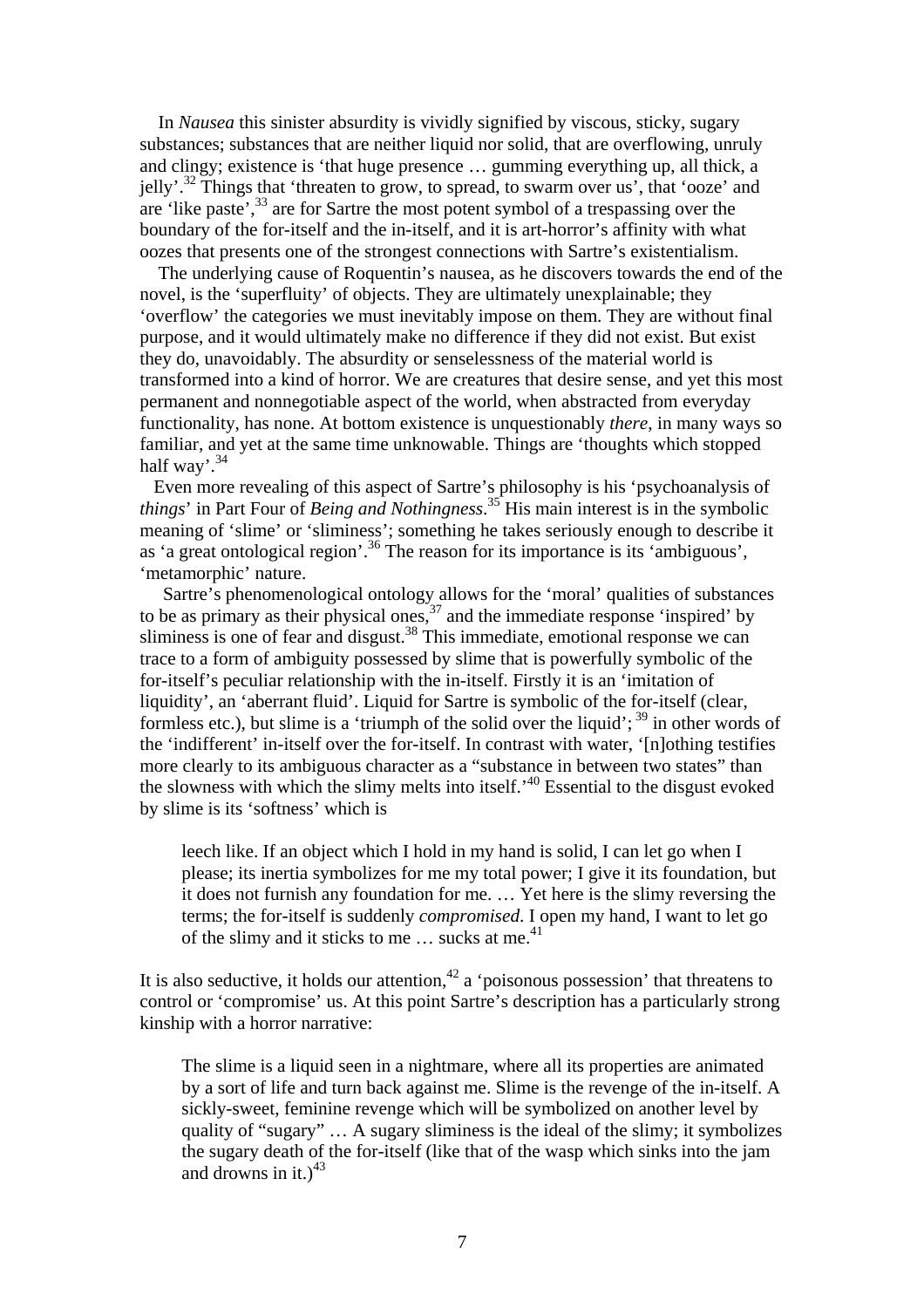In *Nausea* this sinister absurdity is vividly signified by viscous, sticky, sugary substances; substances that are neither liquid nor solid, that are overflowing, unruly and clingy; existence is 'that huge presence … gumming everything up, all thick, a jelly'.[32] Things that 'threaten to grow, to spread, to swarm over us', that 'ooze' and are 'like paste',[33] are for Sartre the most potent symbol of a trespassing over the boundary of the for-itself and the in-itself, and it is art-horror's affinity with what oozes that presents one of the strongest connections with Sartre's existentialism.

The underlying cause of Roquentin's nausea, as he discovers towards the end of the novel, is the 'superfluity' of objects. They are ultimately unexplainable; they 'overflow' the categories we must inevitably impose on them. They are without final purpose, and it would ultimately make no difference if they did not exist. But exist they do, unavoidably. The absurdity or senselessness of the material world is transformed into a kind of horror. We are creatures that desire sense, and yet this most permanent and nonnegotiable aspect of the world, when abstracted from everyday functionality, has none. At bottom existence is unquestionably *there*, in many ways so familiar, and yet at the same time unknowable. Things are 'thoughts which stopped half way'.[34]

Even more revealing of this aspect of Sartre's philosophy is his 'psychoanalysis of *things*' in Part Four of *Being and Nothingness*.[35] His main interest is in the symbolic meaning of 'slime' or 'sliminess'; something he takes seriously enough to describe it as 'a great ontological region'.[36] The reason for its importance is its 'ambiguous', 'metamorphic' nature.

Sartre's phenomenological ontology allows for the 'moral' qualities of substances to be as primary as their physical ones,[37] and the immediate response 'inspired' by sliminess is one of fear and disgust.[38] This immediate, emotional response we can trace to a form of ambiguity possessed by slime that is powerfully symbolic of the for-itself's peculiar relationship with the in-itself. Firstly it is an 'imitation of liquidity', an 'aberrant fluid'. Liquid for Sartre is symbolic of the for-itself (clear, formless etc.), but slime is a 'triumph of the solid over the liquid';[39] in other words of the 'indifferent' in-itself over the for-itself. In contrast with water, '[n]othing testifies more clearly to its ambiguous character as a "substance in between two states" than the slowness with which the slimy melts into itself.'[40] Essential to the disgust evoked by slime is its 'softness' which is

> leech like. If an object which I hold in my hand is solid, I can let go when I please; its inertia symbolizes for me my total power; I give it its foundation, but it does not furnish any foundation for me. … Yet here is the slimy reversing the terms; the for-itself is suddenly *compromised*. I open my hand, I want to let go of the slimy and it sticks to me … sucks at me.[41]

It is also seductive, it holds our attention,[42] a 'poisonous possession' that threatens to control or 'compromise' us. At this point Sartre's description has a particularly strong kinship with a horror narrative:

> The slime is a liquid seen in a nightmare, where all its properties are animated by a sort of life and turn back against me. Slime is the revenge of the in-itself. A sickly-sweet, feminine revenge which will be symbolized on another level by quality of "sugary" … A sugary sliminess is the ideal of the slimy; it symbolizes the sugary death of the for-itself (like that of the wasp which sinks into the jam and drowns in it.)[43]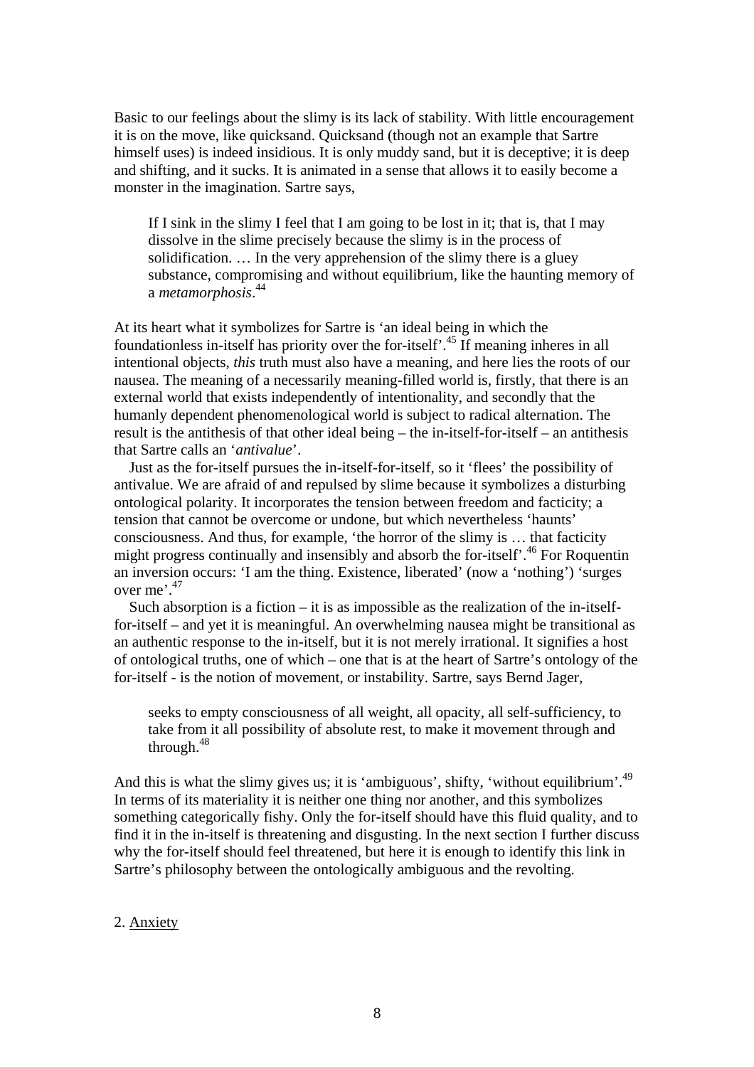Basic to our feelings about the slimy is its lack of stability. With little encouragement it is on the move, like quicksand. Quicksand (though not an example that Sartre himself uses) is indeed insidious. It is only muddy sand, but it is deceptive; it is deep and shifting, and it sucks. It is animated in a sense that allows it to easily become a monster in the imagination. Sartre says,

> If I sink in the slimy I feel that I am going to be lost in it; that is, that I may dissolve in the slime precisely because the slimy is in the process of solidification. … In the very apprehension of the slimy there is a gluey substance, compromising and without equilibrium, like the haunting memory of a *metamorphosis*.[44]

At its heart what it symbolizes for Sartre is 'an ideal being in which the foundationless in-itself has priority over the for-itself'.[45] If meaning inheres in all intentional objects, *this* truth must also have a meaning, and here lies the roots of our nausea. The meaning of a necessarily meaning-filled world is, firstly, that there is an external world that exists independently of intentionality, and secondly that the humanly dependent phenomenological world is subject to radical alternation. The result is the antithesis of that other ideal being – the in-itself-for-itself – an antithesis that Sartre calls an '*antivalue*'.

Just as the for-itself pursues the in-itself-for-itself, so it 'flees' the possibility of antivalue. We are afraid of and repulsed by slime because it symbolizes a disturbing ontological polarity. It incorporates the tension between freedom and facticity; a tension that cannot be overcome or undone, but which nevertheless 'haunts' consciousness. And thus, for example, 'the horror of the slimy is … that facticity might progress continually and insensibly and absorb the for-itself'.[46] For Roquentin an inversion occurs: 'I am the thing. Existence, liberated' (now a 'nothing') 'surges over me'.[47]

Such absorption is a fiction – it is as impossible as the realization of the in-itself-for-itself – and yet it is meaningful. An overwhelming nausea might be transitional as an authentic response to the in-itself, but it is not merely irrational. It signifies a host of ontological truths, one of which – one that is at the heart of Sartre's ontology of the for-itself - is the notion of movement, or instability. Sartre, says Bernd Jager,

> seeks to empty consciousness of all weight, all opacity, all self-sufficiency, to take from it all possibility of absolute rest, to make it movement through and through.[48]

And this is what the slimy gives us; it is 'ambiguous', shifty, 'without equilibrium'.[49] In terms of its materiality it is neither one thing nor another, and this symbolizes something categorically fishy. Only the for-itself should have this fluid quality, and to find it in the in-itself is threatening and disgusting. In the next section I further discuss why the for-itself should feel threatened, but here it is enough to identify this link in Sartre's philosophy between the ontologically ambiguous and the revolting.

## 2. Anxiety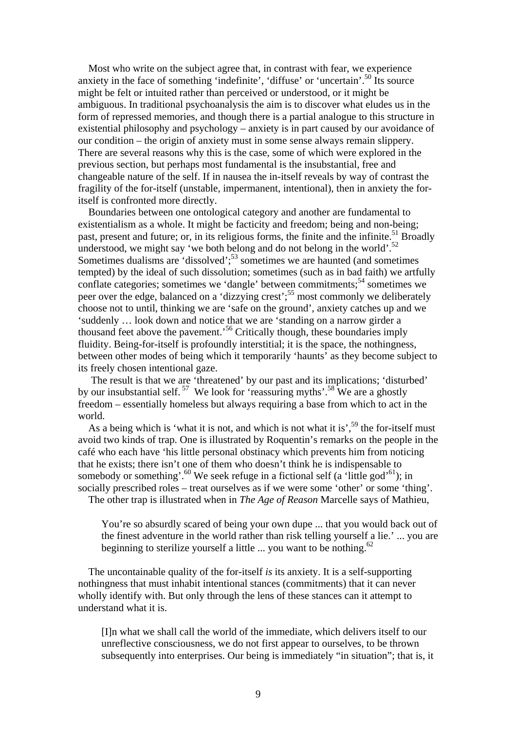Most who write on the subject agree that, in contrast with fear, we experience anxiety in the face of something 'indefinite', 'diffuse' or 'uncertain'.[50] Its source might be felt or intuited rather than perceived or understood, or it might be ambiguous. In traditional psychoanalysis the aim is to discover what eludes us in the form of repressed memories, and though there is a partial analogue to this structure in existential philosophy and psychology – anxiety is in part caused by our avoidance of our condition – the origin of anxiety must in some sense always remain slippery. There are several reasons why this is the case, some of which were explored in the previous section, but perhaps most fundamental is the insubstantial, free and changeable nature of the self. If in nausea the in-itself reveals by way of contrast the fragility of the for-itself (unstable, impermanent, intentional), then in anxiety the for-itself is confronted more directly.

Boundaries between one ontological category and another are fundamental to existentialism as a whole. It might be facticity and freedom; being and non-being; past, present and future; or, in its religious forms, the finite and the infinite.[51] Broadly understood, we might say 'we both belong and do not belong in the world'.[52] Sometimes dualisms are 'dissolved';[53] sometimes we are haunted (and sometimes tempted) by the ideal of such dissolution; sometimes (such as in bad faith) we artfully conflate categories; sometimes we 'dangle' between commitments;[54] sometimes we peer over the edge, balanced on a 'dizzying crest';[55] most commonly we deliberately choose not to until, thinking we are 'safe on the ground', anxiety catches up and we 'suddenly … look down and notice that we are 'standing on a narrow girder a thousand feet above the pavement.'[56] Critically though, these boundaries imply fluidity. Being-for-itself is profoundly interstitial; it is the space, the nothingness, between other modes of being which it temporarily 'haunts' as they become subject to its freely chosen intentional gaze.

The result is that we are 'threatened' by our past and its implications; 'disturbed' by our insubstantial self.[57] We look for 'reassuring myths'.[58] We are a ghostly freedom – essentially homeless but always requiring a base from which to act in the world.

As a being which is 'what it is not, and which is not what it is',[59] the for-itself must avoid two kinds of trap. One is illustrated by Roquentin's remarks on the people in the café who each have 'his little personal obstinacy which prevents him from noticing that he exists; there isn't one of them who doesn't think he is indispensable to somebody or something'.[60] We seek refuge in a fictional self (a 'little god'[61]); in socially prescribed roles – treat ourselves as if we were some 'other' or some 'thing'.

The other trap is illustrated when in *The Age of Reason* Marcelle says of Mathieu,

> You're so absurdly scared of being your own dupe ... that you would back out of the finest adventure in the world rather than risk telling yourself a lie.' ... you are beginning to sterilize yourself a little ... you want to be nothing.[62]

The uncontainable quality of the for-itself *is* its anxiety. It is a self-supporting nothingness that must inhabit intentional stances (commitments) that it can never wholly identify with. But only through the lens of these stances can it attempt to understand what it is.

> [I]n what we shall call the world of the immediate, which delivers itself to our unreflective consciousness, we do not first appear to ourselves, to be thrown subsequently into enterprises. Our being is immediately "in situation"; that is, it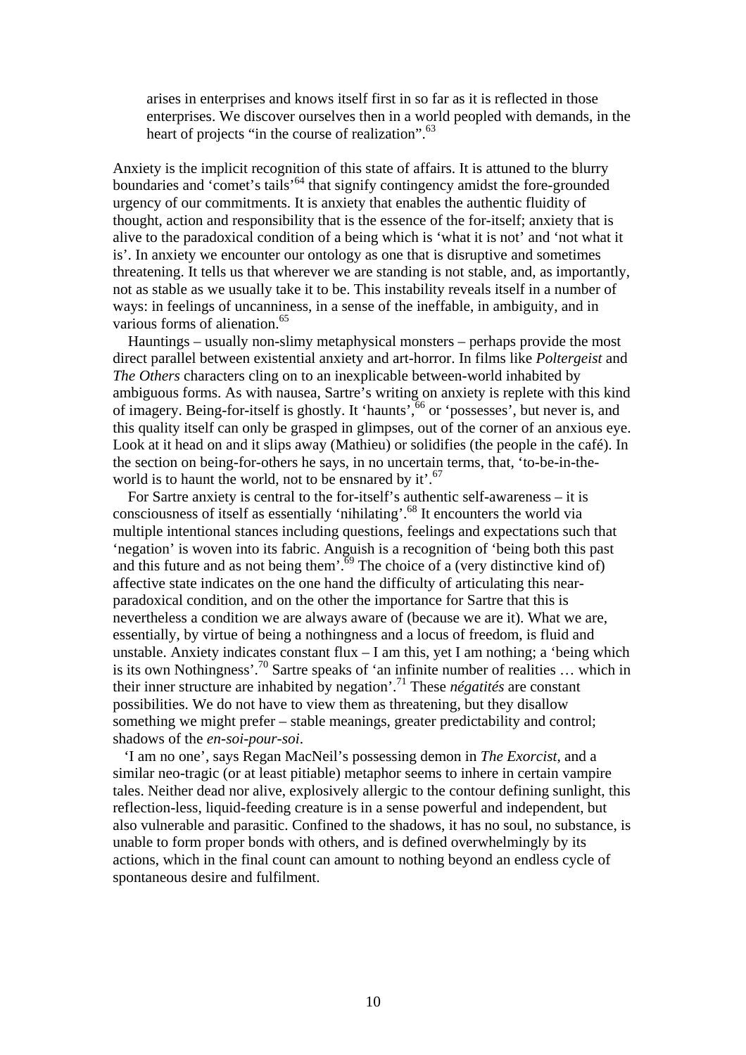> arises in enterprises and knows itself first in so far as it is reflected in those enterprises. We discover ourselves then in a world peopled with demands, in the heart of projects "in the course of realization".[63]

Anxiety is the implicit recognition of this state of affairs. It is attuned to the blurry boundaries and 'comet's tails'[64] that signify contingency amidst the fore-grounded urgency of our commitments. It is anxiety that enables the authentic fluidity of thought, action and responsibility that is the essence of the for-itself; anxiety that is alive to the paradoxical condition of a being which is 'what it is not' and 'not what it is'. In anxiety we encounter our ontology as one that is disruptive and sometimes threatening. It tells us that wherever we are standing is not stable, and, as importantly, not as stable as we usually take it to be. This instability reveals itself in a number of ways: in feelings of uncanniness, in a sense of the ineffable, in ambiguity, and in various forms of alienation.[65]

Hauntings – usually non-slimy metaphysical monsters – perhaps provide the most direct parallel between existential anxiety and art-horror. In films like *Poltergeist* and *The Others* characters cling on to an inexplicable between-world inhabited by ambiguous forms. As with nausea, Sartre's writing on anxiety is replete with this kind of imagery. Being-for-itself is ghostly. It 'haunts',[66] or 'possesses', but never is, and this quality itself can only be grasped in glimpses, out of the corner of an anxious eye. Look at it head on and it slips away (Mathieu) or solidifies (the people in the café). In the section on being-for-others he says, in no uncertain terms, that, 'to-be-in-the-world is to haunt the world, not to be ensnared by it'.[67]

For Sartre anxiety is central to the for-itself's authentic self-awareness – it is consciousness of itself as essentially 'nihilating'.[68] It encounters the world via multiple intentional stances including questions, feelings and expectations such that 'negation' is woven into its fabric. Anguish is a recognition of 'being both this past and this future and as not being them'.[69] The choice of a (very distinctive kind of) affective state indicates on the one hand the difficulty of articulating this near-paradoxical condition, and on the other the importance for Sartre that this is nevertheless a condition we are always aware of (because we are it). What we are, essentially, by virtue of being a nothingness and a locus of freedom, is fluid and unstable. Anxiety indicates constant flux – I am this, yet I am nothing; a 'being which is its own Nothingness'.[70] Sartre speaks of 'an infinite number of realities … which in their inner structure are inhabited by negation'.[71] These *négatités* are constant possibilities. We do not have to view them as threatening, but they disallow something we might prefer – stable meanings, greater predictability and control; shadows of the *en-soi-pour-soi*.

'I am no one', says Regan MacNeil's possessing demon in *The Exorcist*, and a similar neo-tragic (or at least pitiable) metaphor seems to inhere in certain vampire tales. Neither dead nor alive, explosively allergic to the contour defining sunlight, this reflection-less, liquid-feeding creature is in a sense powerful and independent, but also vulnerable and parasitic. Confined to the shadows, it has no soul, no substance, is unable to form proper bonds with others, and is defined overwhelmingly by its actions, which in the final count can amount to nothing beyond an endless cycle of spontaneous desire and fulfilment.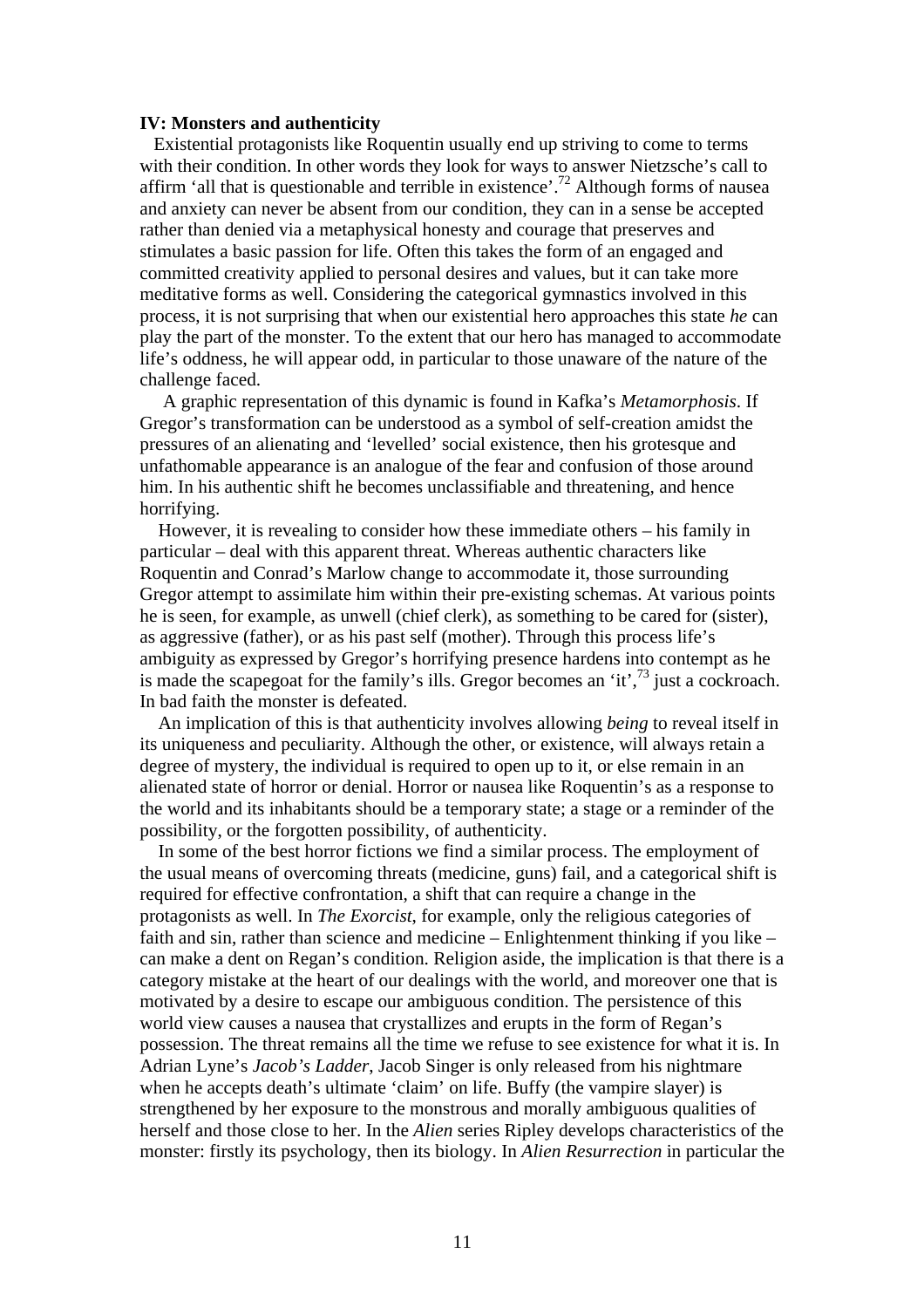**IV: Monsters and authenticity**

Existential protagonists like Roquentin usually end up striving to come to terms with their condition. In other words they look for ways to answer Nietzsche's call to affirm 'all that is questionable and terrible in existence'.[72] Although forms of nausea and anxiety can never be absent from our condition, they can in a sense be accepted rather than denied via a metaphysical honesty and courage that preserves and stimulates a basic passion for life. Often this takes the form of an engaged and committed creativity applied to personal desires and values, but it can take more meditative forms as well. Considering the categorical gymnastics involved in this process, it is not surprising that when our existential hero approaches this state *he* can play the part of the monster. To the extent that our hero has managed to accommodate life's oddness, he will appear odd, in particular to those unaware of the nature of the challenge faced.

A graphic representation of this dynamic is found in Kafka's *Metamorphosis*. If Gregor's transformation can be understood as a symbol of self-creation amidst the pressures of an alienating and 'levelled' social existence, then his grotesque and unfathomable appearance is an analogue of the fear and confusion of those around him. In his authentic shift he becomes unclassifiable and threatening, and hence horrifying.

However, it is revealing to consider how these immediate others – his family in particular – deal with this apparent threat. Whereas authentic characters like Roquentin and Conrad's Marlow change to accommodate it, those surrounding Gregor attempt to assimilate him within their pre-existing schemas. At various points he is seen, for example, as unwell (chief clerk), as something to be cared for (sister), as aggressive (father), or as his past self (mother). Through this process life's ambiguity as expressed by Gregor's horrifying presence hardens into contempt as he is made the scapegoat for the family's ills. Gregor becomes an 'it',[73] just a cockroach. In bad faith the monster is defeated.

An implication of this is that authenticity involves allowing *being* to reveal itself in its uniqueness and peculiarity. Although the other, or existence, will always retain a degree of mystery, the individual is required to open up to it, or else remain in an alienated state of horror or denial. Horror or nausea like Roquentin's as a response to the world and its inhabitants should be a temporary state; a stage or a reminder of the possibility, or the forgotten possibility, of authenticity.

In some of the best horror fictions we find a similar process. The employment of the usual means of overcoming threats (medicine, guns) fail, and a categorical shift is required for effective confrontation, a shift that can require a change in the protagonists as well. In *The Exorcist*, for example, only the religious categories of faith and sin, rather than science and medicine – Enlightenment thinking if you like – can make a dent on Regan's condition. Religion aside, the implication is that there is a category mistake at the heart of our dealings with the world, and moreover one that is motivated by a desire to escape our ambiguous condition. The persistence of this world view causes a nausea that crystallizes and erupts in the form of Regan's possession. The threat remains all the time we refuse to see existence for what it is. In Adrian Lyne's *Jacob's Ladder*, Jacob Singer is only released from his nightmare when he accepts death's ultimate 'claim' on life. Buffy (the vampire slayer) is strengthened by her exposure to the monstrous and morally ambiguous qualities of herself and those close to her. In the *Alien* series Ripley develops characteristics of the monster: firstly its psychology, then its biology. In *Alien Resurrection* in particular the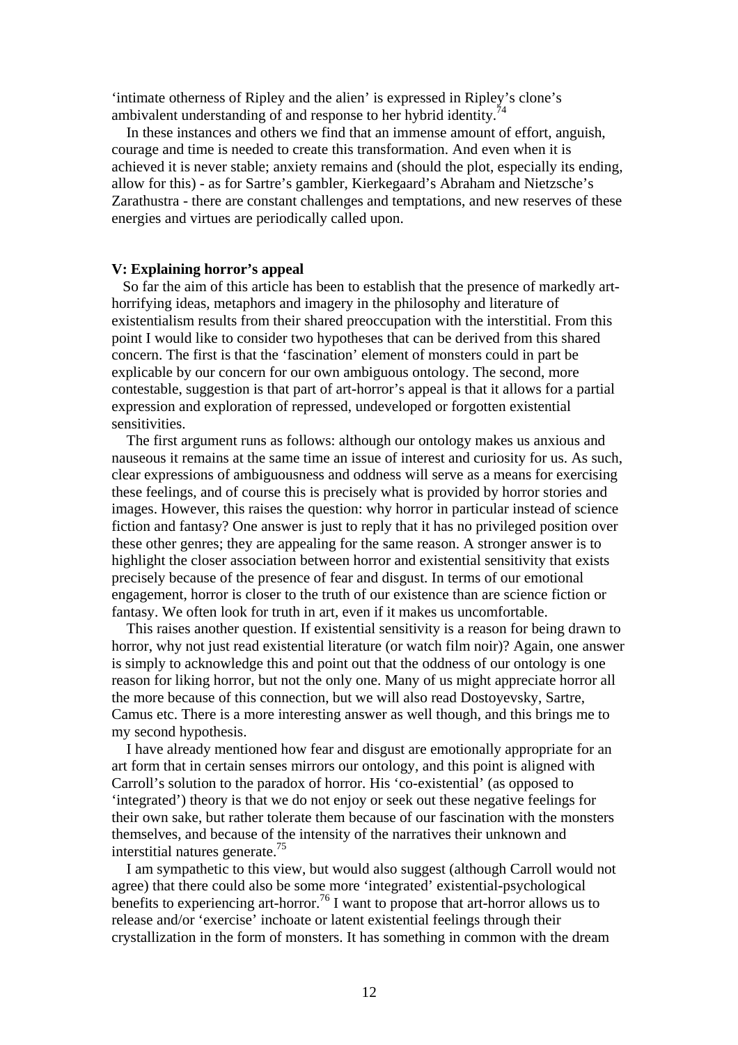'intimate otherness of Ripley and the alien' is expressed in Ripley's clone's ambivalent understanding of and response to her hybrid identity.[74]

In these instances and others we find that an immense amount of effort, anguish, courage and time is needed to create this transformation. And even when it is achieved it is never stable; anxiety remains and (should the plot, especially its ending, allow for this) - as for Sartre's gambler, Kierkegaard's Abraham and Nietzsche's Zarathustra - there are constant challenges and temptations, and new reserves of these energies and virtues are periodically called upon.

**V: Explaining horror's appeal**

So far the aim of this article has been to establish that the presence of markedly art-horrifying ideas, metaphors and imagery in the philosophy and literature of existentialism results from their shared preoccupation with the interstitial. From this point I would like to consider two hypotheses that can be derived from this shared concern. The first is that the 'fascination' element of monsters could in part be explicable by our concern for our own ambiguous ontology. The second, more contestable, suggestion is that part of art-horror's appeal is that it allows for a partial expression and exploration of repressed, undeveloped or forgotten existential sensitivities.

The first argument runs as follows: although our ontology makes us anxious and nauseous it remains at the same time an issue of interest and curiosity for us. As such, clear expressions of ambiguousness and oddness will serve as a means for exercising these feelings, and of course this is precisely what is provided by horror stories and images. However, this raises the question: why horror in particular instead of science fiction and fantasy? One answer is just to reply that it has no privileged position over these other genres; they are appealing for the same reason. A stronger answer is to highlight the closer association between horror and existential sensitivity that exists precisely because of the presence of fear and disgust. In terms of our emotional engagement, horror is closer to the truth of our existence than are science fiction or fantasy. We often look for truth in art, even if it makes us uncomfortable.

This raises another question. If existential sensitivity is a reason for being drawn to horror, why not just read existential literature (or watch film noir)? Again, one answer is simply to acknowledge this and point out that the oddness of our ontology is one reason for liking horror, but not the only one. Many of us might appreciate horror all the more because of this connection, but we will also read Dostoyevsky, Sartre, Camus etc. There is a more interesting answer as well though, and this brings me to my second hypothesis.

I have already mentioned how fear and disgust are emotionally appropriate for an art form that in certain senses mirrors our ontology, and this point is aligned with Carroll's solution to the paradox of horror. His 'co-existential' (as opposed to 'integrated') theory is that we do not enjoy or seek out these negative feelings for their own sake, but rather tolerate them because of our fascination with the monsters themselves, and because of the intensity of the narratives their unknown and interstitial natures generate.[75]

I am sympathetic to this view, but would also suggest (although Carroll would not agree) that there could also be some more 'integrated' existential-psychological benefits to experiencing art-horror.[76] I want to propose that art-horror allows us to release and/or 'exercise' inchoate or latent existential feelings through their crystallization in the form of monsters. It has something in common with the dream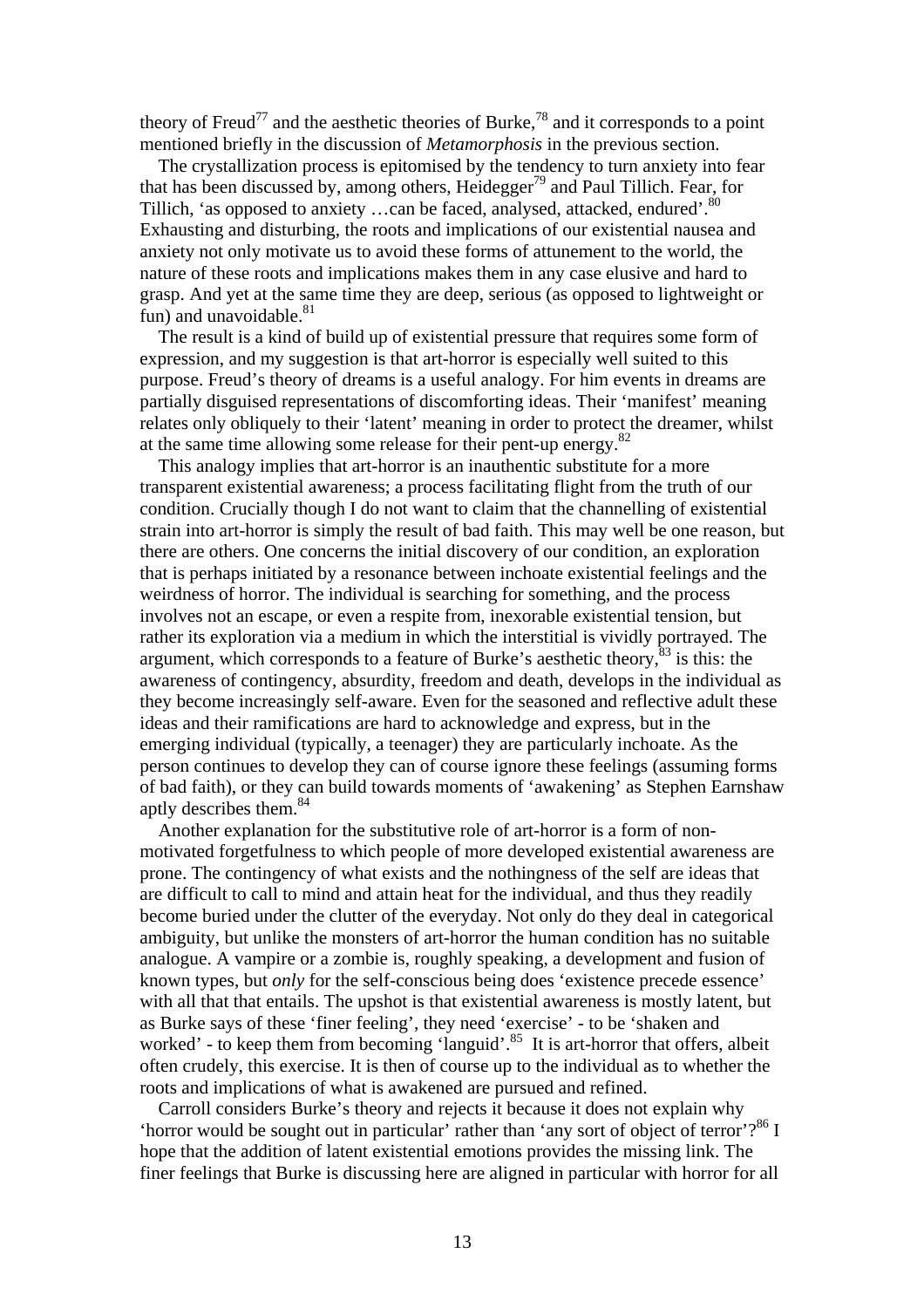theory of Freud[77] and the aesthetic theories of Burke,[78] and it corresponds to a point mentioned briefly in the discussion of *Metamorphosis* in the previous section.

The crystallization process is epitomised by the tendency to turn anxiety into fear that has been discussed by, among others, Heidegger[79] and Paul Tillich. Fear, for Tillich, 'as opposed to anxiety …can be faced, analysed, attacked, endured'.[80] Exhausting and disturbing, the roots and implications of our existential nausea and anxiety not only motivate us to avoid these forms of attunement to the world, the nature of these roots and implications makes them in any case elusive and hard to grasp. And yet at the same time they are deep, serious (as opposed to lightweight or fun) and unavoidable.[81]

The result is a kind of build up of existential pressure that requires some form of expression, and my suggestion is that art-horror is especially well suited to this purpose. Freud's theory of dreams is a useful analogy. For him events in dreams are partially disguised representations of discomforting ideas. Their 'manifest' meaning relates only obliquely to their 'latent' meaning in order to protect the dreamer, whilst at the same time allowing some release for their pent-up energy.[82]

This analogy implies that art-horror is an inauthentic substitute for a more transparent existential awareness; a process facilitating flight from the truth of our condition. Crucially though I do not want to claim that the channelling of existential strain into art-horror is simply the result of bad faith. This may well be one reason, but there are others. One concerns the initial discovery of our condition, an exploration that is perhaps initiated by a resonance between inchoate existential feelings and the weirdness of horror. The individual is searching for something, and the process involves not an escape, or even a respite from, inexorable existential tension, but rather its exploration via a medium in which the interstitial is vividly portrayed. The argument, which corresponds to a feature of Burke's aesthetic theory,[83] is this: the awareness of contingency, absurdity, freedom and death, develops in the individual as they become increasingly self-aware. Even for the seasoned and reflective adult these ideas and their ramifications are hard to acknowledge and express, but in the emerging individual (typically, a teenager) they are particularly inchoate. As the person continues to develop they can of course ignore these feelings (assuming forms of bad faith), or they can build towards moments of 'awakening' as Stephen Earnshaw aptly describes them.[84]

Another explanation for the substitutive role of art-horror is a form of non-motivated forgetfulness to which people of more developed existential awareness are prone. The contingency of what exists and the nothingness of the self are ideas that are difficult to call to mind and attain heat for the individual, and thus they readily become buried under the clutter of the everyday. Not only do they deal in categorical ambiguity, but unlike the monsters of art-horror the human condition has no suitable analogue. A vampire or a zombie is, roughly speaking, a development and fusion of known types, but *only* for the self-conscious being does 'existence precede essence' with all that that entails. The upshot is that existential awareness is mostly latent, but as Burke says of these 'finer feeling', they need 'exercise' - to be 'shaken and worked' - to keep them from becoming 'languid'.[85] It is art-horror that offers, albeit often crudely, this exercise. It is then of course up to the individual as to whether the roots and implications of what is awakened are pursued and refined.

Carroll considers Burke's theory and rejects it because it does not explain why 'horror would be sought out in particular' rather than 'any sort of object of terror'?[86] I hope that the addition of latent existential emotions provides the missing link. The finer feelings that Burke is discussing here are aligned in particular with horror for all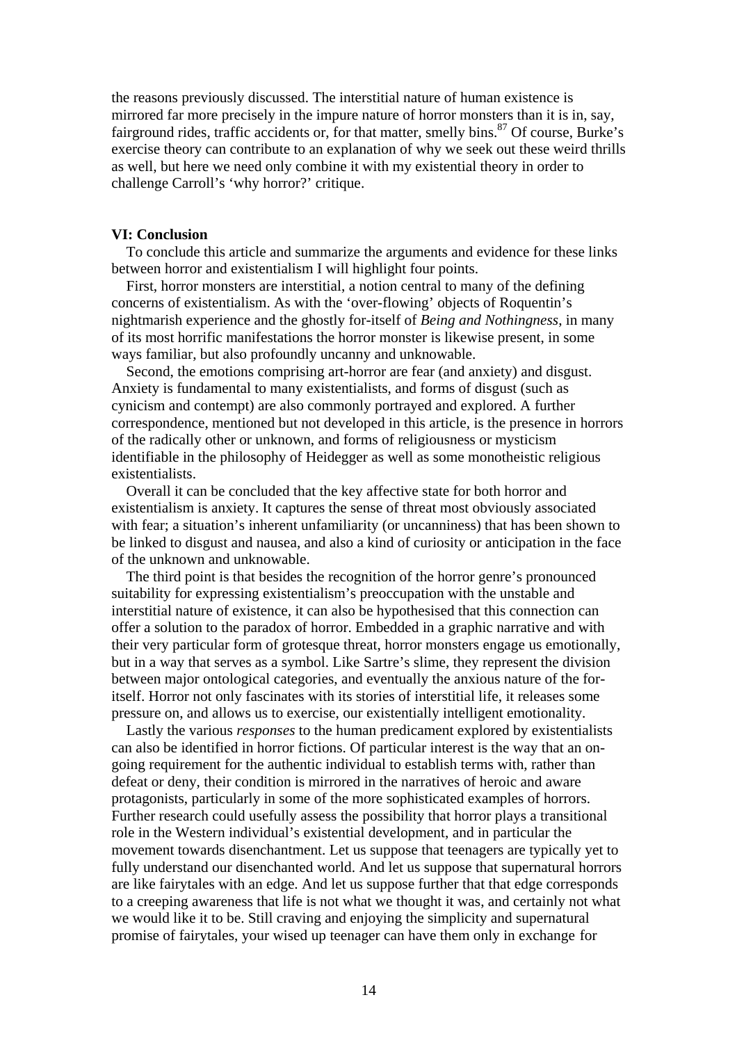the reasons previously discussed. The interstitial nature of human existence is mirrored far more precisely in the impure nature of horror monsters than it is in, say, fairground rides, traffic accidents or, for that matter, smelly bins.[87] Of course, Burke's exercise theory can contribute to an explanation of why we seek out these weird thrills as well, but here we need only combine it with my existential theory in order to challenge Carroll's 'why horror?' critique.

**VI: Conclusion**

To conclude this article and summarize the arguments and evidence for these links between horror and existentialism I will highlight four points.

First, horror monsters are interstitial, a notion central to many of the defining concerns of existentialism. As with the 'over-flowing' objects of Roquentin's nightmarish experience and the ghostly for-itself of *Being and Nothingness*, in many of its most horrific manifestations the horror monster is likewise present, in some ways familiar, but also profoundly uncanny and unknowable.

Second, the emotions comprising art-horror are fear (and anxiety) and disgust. Anxiety is fundamental to many existentialists, and forms of disgust (such as cynicism and contempt) are also commonly portrayed and explored. A further correspondence, mentioned but not developed in this article, is the presence in horrors of the radically other or unknown, and forms of religiousness or mysticism identifiable in the philosophy of Heidegger as well as some monotheistic religious existentialists.

Overall it can be concluded that the key affective state for both horror and existentialism is anxiety. It captures the sense of threat most obviously associated with fear; a situation's inherent unfamiliarity (or uncanniness) that has been shown to be linked to disgust and nausea, and also a kind of curiosity or anticipation in the face of the unknown and unknowable.

The third point is that besides the recognition of the horror genre's pronounced suitability for expressing existentialism's preoccupation with the unstable and interstitial nature of existence, it can also be hypothesised that this connection can offer a solution to the paradox of horror. Embedded in a graphic narrative and with their very particular form of grotesque threat, horror monsters engage us emotionally, but in a way that serves as a symbol. Like Sartre's slime, they represent the division between major ontological categories, and eventually the anxious nature of the for-itself. Horror not only fascinates with its stories of interstitial life, it releases some pressure on, and allows us to exercise, our existentially intelligent emotionality.

Lastly the various *responses* to the human predicament explored by existentialists can also be identified in horror fictions. Of particular interest is the way that an on-going requirement for the authentic individual to establish terms with, rather than defeat or deny, their condition is mirrored in the narratives of heroic and aware protagonists, particularly in some of the more sophisticated examples of horrors. Further research could usefully assess the possibility that horror plays a transitional role in the Western individual's existential development, and in particular the movement towards disenchantment. Let us suppose that teenagers are typically yet to fully understand our disenchanted world. And let us suppose that supernatural horrors are like fairytales with an edge. And let us suppose further that that edge corresponds to a creeping awareness that life is not what we thought it was, and certainly not what we would like it to be. Still craving and enjoying the simplicity and supernatural promise of fairytales, your wised up teenager can have them only in exchange for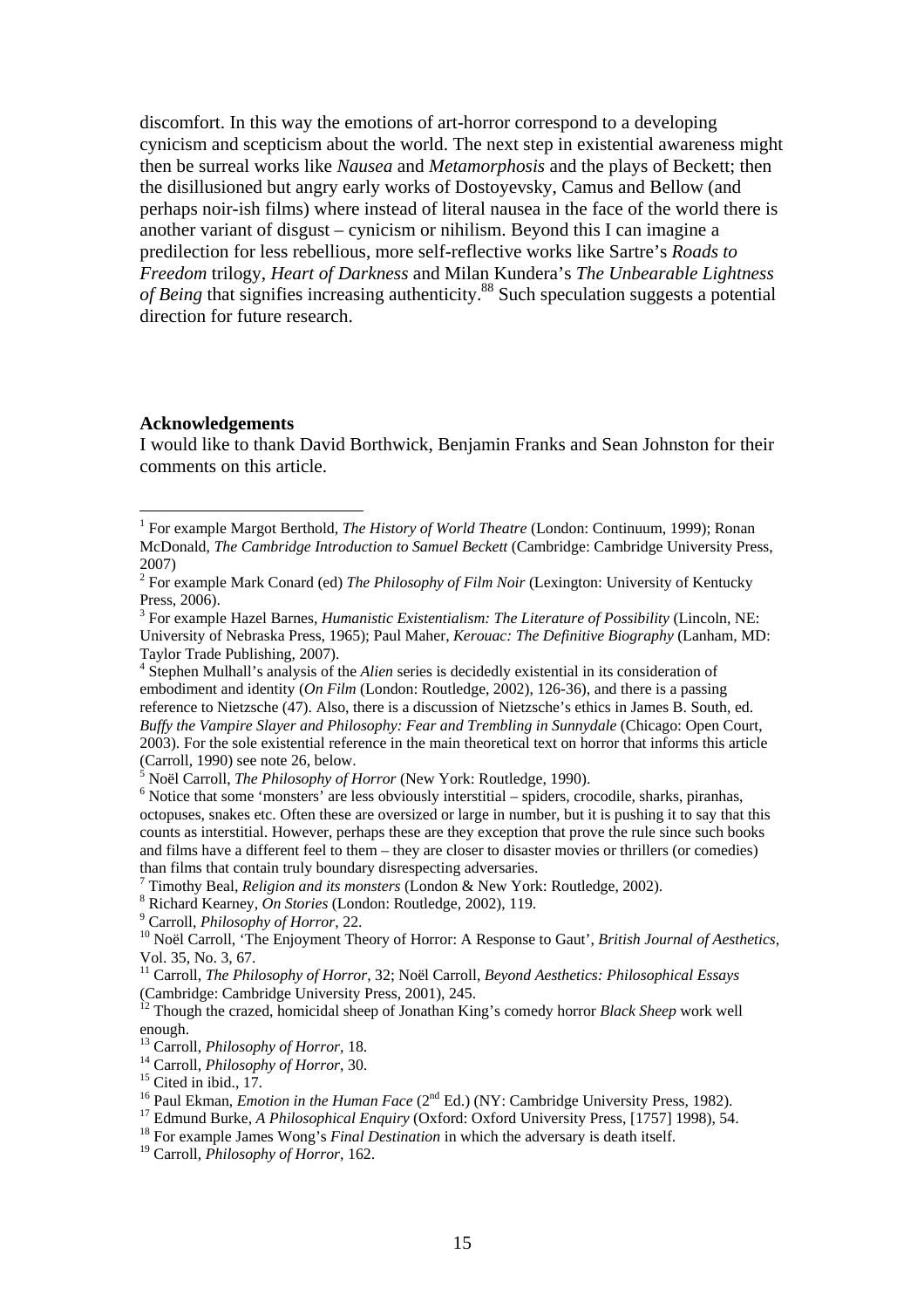discomfort. In this way the emotions of art-horror correspond to a developing cynicism and scepticism about the world. The next step in existential awareness might then be surreal works like *Nausea* and *Metamorphosis* and the plays of Beckett; then the disillusioned but angry early works of Dostoyevsky, Camus and Bellow (and perhaps noir-ish films) where instead of literal nausea in the face of the world there is another variant of disgust – cynicism or nihilism. Beyond this I can imagine a predilection for less rebellious, more self-reflective works like Sartre's *Roads to Freedom* trilogy, *Heart of Darkness* and Milan Kundera's *The Unbearable Lightness of Being* that signifies increasing authenticity.[88] Such speculation suggests a potential direction for future research.

**Acknowledgements**

I would like to thank David Borthwick, Benjamin Franks and Sean Johnston for their comments on this article.

---

[1] For example Margot Berthold, *The History of World Theatre* (London: Continuum, 1999); Ronan McDonald, *The Cambridge Introduction to Samuel Beckett* (Cambridge: Cambridge University Press, 2007)

[2] For example Mark Conard (ed) *The Philosophy of Film Noir* (Lexington: University of Kentucky Press, 2006).

[3] For example Hazel Barnes, *Humanistic Existentialism: The Literature of Possibility* (Lincoln, NE: University of Nebraska Press, 1965); Paul Maher, *Kerouac: The Definitive Biography* (Lanham, MD: Taylor Trade Publishing, 2007).

[4] Stephen Mulhall's analysis of the *Alien* series is decidedly existential in its consideration of embodiment and identity (*On Film* (London: Routledge, 2002), 126-36), and there is a passing reference to Nietzsche (47). Also, there is a discussion of Nietzsche's ethics in James B. South, ed. *Buffy the Vampire Slayer and Philosophy: Fear and Trembling in Sunnydale* (Chicago: Open Court, 2003). For the sole existential reference in the main theoretical text on horror that informs this article (Carroll, 1990) see note 26, below.

[5] Noël Carroll, *The Philosophy of Horror* (New York: Routledge, 1990).

[6] Notice that some 'monsters' are less obviously interstitial – spiders, crocodile, sharks, piranhas, octopuses, snakes etc. Often these are oversized or large in number, but it is pushing it to say that this counts as interstitial. However, perhaps these are they exception that prove the rule since such books and films have a different feel to them – they are closer to disaster movies or thrillers (or comedies) than films that contain truly boundary disrespecting adversaries.

[7] Timothy Beal, *Religion and its monsters* (London & New York: Routledge, 2002).

[8] Richard Kearney, *On Stories* (London: Routledge, 2002), 119.

[9] Carroll, *Philosophy of Horror*, 22.

[10] Noël Carroll, 'The Enjoyment Theory of Horror: A Response to Gaut', *British Journal of Aesthetics*, Vol. 35, No. 3, 67.

[11] Carroll, *The Philosophy of Horror*, 32; Noël Carroll, *Beyond Aesthetics: Philosophical Essays* (Cambridge: Cambridge University Press, 2001), 245.

[12] Though the crazed, homicidal sheep of Jonathan King's comedy horror *Black Sheep* work well enough.

[13] Carroll, *Philosophy of Horror*, 18.

[14] Carroll, *Philosophy of Horror*, 30.

[15] Cited in ibid., 17.

[16] Paul Ekman, *Emotion in the Human Face* (2nd Ed.) (NY: Cambridge University Press, 1982).

[17] Edmund Burke, *A Philosophical Enquiry* (Oxford: Oxford University Press, [1757] 1998), 54.

[18] For example James Wong's *Final Destination* in which the adversary is death itself.

[19] Carroll, *Philosophy of Horror*, 162.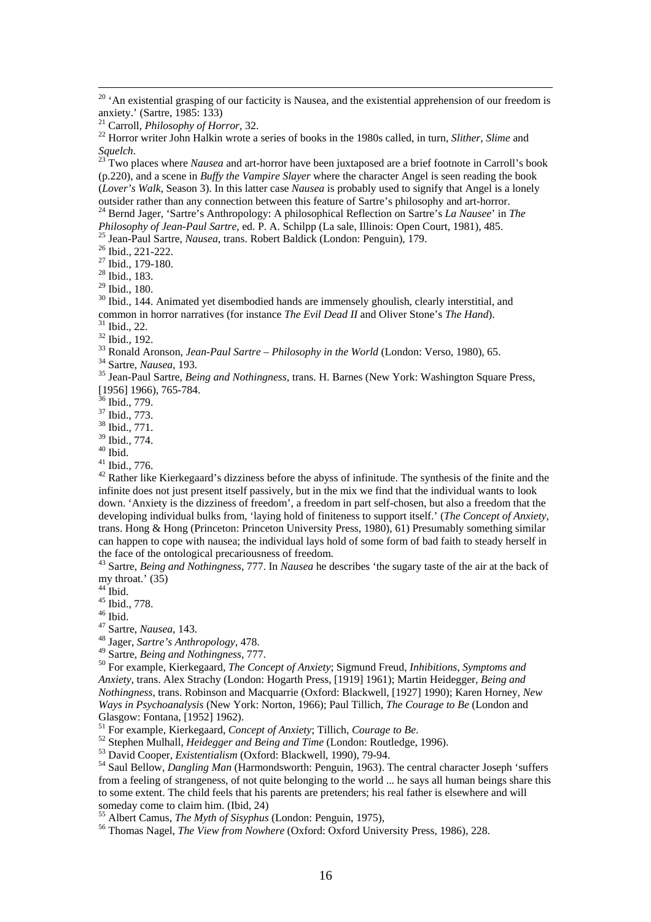[20] 'An existential grasping of our facticity is Nausea, and the existential apprehension of our freedom is anxiety.' (Sartre, 1985: 133)

[21] Carroll, *Philosophy of Horror*, 32.

[22] Horror writer John Halkin wrote a series of books in the 1980s called, in turn, *Slither*, *Slime* and *Squelch*.

[23] Two places where *Nausea* and art-horror have been juxtaposed are a brief footnote in Carroll's book (p.220), and a scene in *Buffy the Vampire Slayer* where the character Angel is seen reading the book (*Lover's Walk*, Season 3). In this latter case *Nausea* is probably used to signify that Angel is a lonely outsider rather than any connection between this feature of Sartre's philosophy and art-horror.

[24] Bernd Jager, 'Sartre's Anthropology: A philosophical Reflection on Sartre's *La Nausee*' in *The Philosophy of Jean-Paul Sartre*, ed. P. A. Schilpp (La sale, Illinois: Open Court, 1981), 485.

[25] Jean-Paul Sartre, *Nausea*, trans. Robert Baldick (London: Penguin), 179.

[26] Ibid., 221-222.

[27] Ibid., 179-180.

[28] Ibid., 183.

[29] Ibid., 180.

[30] Ibid., 144. Animated yet disembodied hands are immensely ghoulish, clearly interstitial, and common in horror narratives (for instance *The Evil Dead II* and Oliver Stone's *The Hand*).

[31] Ibid., 22.

[32] Ibid., 192.

[33] Ronald Aronson, *Jean-Paul Sartre – Philosophy in the World* (London: Verso, 1980), 65.

[34] Sartre, *Nausea*, 193.

[35] Jean-Paul Sartre, *Being and Nothingness*, trans. H. Barnes (New York: Washington Square Press, [1956] 1966), 765-784.

[36] Ibid., 779.

[37] Ibid., 773.

[38] Ibid., 771.

[39] Ibid., 774.

[40] Ibid.

[41] Ibid., 776.

[42] Rather like Kierkegaard's dizziness before the abyss of infinitude. The synthesis of the finite and the infinite does not just present itself passively, but in the mix we find that the individual wants to look down. 'Anxiety is the dizziness of freedom', a freedom in part self-chosen, but also a freedom that the developing individual bulks from, 'laying hold of finiteness to support itself.' (*The Concept of Anxiety*, trans. Hong & Hong (Princeton: Princeton University Press, 1980), 61) Presumably something similar can happen to cope with nausea; the individual lays hold of some form of bad faith to steady herself in the face of the ontological precariousness of freedom.

[43] Sartre, *Being and Nothingness*, 777. In *Nausea* he describes 'the sugary taste of the air at the back of my throat.' (35)

[44] Ibid.

[45] Ibid., 778.

[46] Ibid.

[47] Sartre, *Nausea*, 143.

[48] Jager, *Sartre's Anthropology*, 478.

[49] Sartre, *Being and Nothingness*, 777.

[50] For example, Kierkegaard, *The Concept of Anxiety*; Sigmund Freud, *Inhibitions, Symptoms and Anxiety*, trans. Alex Strachy (London: Hogarth Press, [1919] 1961); Martin Heidegger, *Being and Nothingness*, trans. Robinson and Macquarrie (Oxford: Blackwell, [1927] 1990); Karen Horney, *New Ways in Psychoanalysis* (New York: Norton, 1966); Paul Tillich, *The Courage to Be* (London and Glasgow: Fontana, [1952] 1962).

[51] For example, Kierkegaard, *Concept of Anxiety*; Tillich, *Courage to Be*.

[52] Stephen Mulhall, *Heidegger and Being and Time* (London: Routledge, 1996).

[53] David Cooper, *Existentialism* (Oxford: Blackwell, 1990), 79-94.

[54] Saul Bellow, *Dangling Man* (Harmondsworth: Penguin, 1963). The central character Joseph 'suffers from a feeling of strangeness, of not quite belonging to the world ... he says all human beings share this to some extent. The child feels that his parents are pretenders; his real father is elsewhere and will someday come to claim him. (Ibid, 24)

[55] Albert Camus, *The Myth of Sisyphus* (London: Penguin, 1975),

[56] Thomas Nagel, *The View from Nowhere* (Oxford: Oxford University Press, 1986), 228.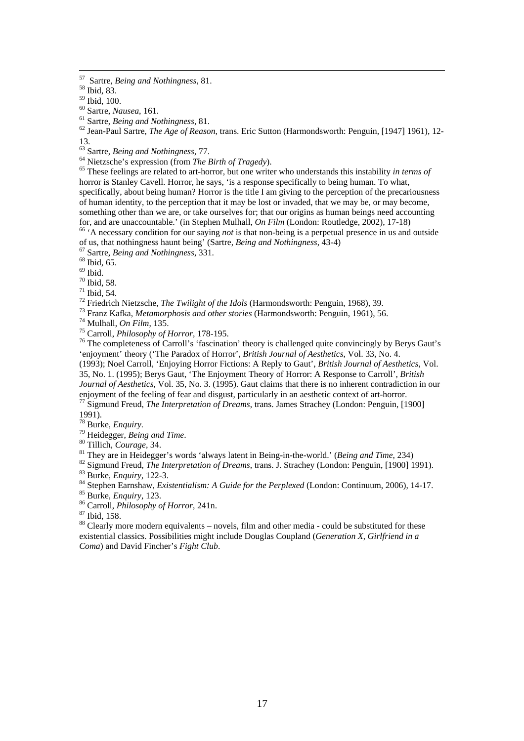[57] Sartre, *Being and Nothingness*, 81.

[58] Ibid, 83.

[59] Ibid, 100.

[60] Sartre, *Nausea*, 161.

[61] Sartre, *Being and Nothingness*, 81.

[62] Jean-Paul Sartre, *The Age of Reason*, trans. Eric Sutton (Harmondsworth: Penguin, [1947] 1961), 12-13.

[63] Sartre, *Being and Nothingness*, 77.

[64] Nietzsche's expression (from *The Birth of Tragedy*).

[65] These feelings are related to art-horror, but one writer who understands this instability *in terms of* horror is Stanley Cavell. Horror, he says, 'is a response specifically to being human. To what, specifically, about being human? Horror is the title I am giving to the perception of the precariousness of human identity, to the perception that it may be lost or invaded, that we may be, or may become, something other than we are, or take ourselves for; that our origins as human beings need accounting for, and are unaccountable.' (in Stephen Mulhall, *On Film* (London: Routledge, 2002), 17-18)

[66] 'A necessary condition for our saying *not* is that non-being is a perpetual presence in us and outside of us, that nothingness haunt being' (Sartre, *Being and Nothingness*, 43-4)

[67] Sartre, *Being and Nothingness*, 331.

[68] Ibid, 65.

[69] Ibid.

[70] Ibid, 58.

[71] Ibid, 54.

[72] Friedrich Nietzsche, *The Twilight of the Idols* (Harmondsworth: Penguin, 1968), 39.

[73] Franz Kafka, *Metamorphosis and other stories* (Harmondsworth: Penguin, 1961), 56.

[74] Mulhall, *On Film*, 135.

[75] Carroll, *Philosophy of Horror*, 178-195.

[76] The completeness of Carroll's 'fascination' theory is challenged quite convincingly by Berys Gaut's 'enjoyment' theory ('The Paradox of Horror', *British Journal of Aesthetics*, Vol. 33, No. 4. (1993); Noel Carroll, 'Enjoying Horror Fictions: A Reply to Gaut', *British Journal of Aesthetics*, Vol. 35, No. 1. (1995); Berys Gaut, 'The Enjoyment Theory of Horror: A Response to Carroll', *British Journal of Aesthetics*, Vol. 35, No. 3. (1995). Gaut claims that there is no inherent contradiction in our enjoyment of the feeling of fear and disgust, particularly in an aesthetic context of art-horror.

[77] Sigmund Freud, *The Interpretation of Dreams*, trans. James Strachey (London: Penguin, [1900] 1991).

[78] Burke, *Enquiry*.

[79] Heidegger, *Being and Time*.

[80] Tillich, *Courage*, 34.

[81] They are in Heidegger's words 'always latent in Being-in-the-world.' (*Being and Time*, 234)

[82] Sigmund Freud, *The Interpretation of Dreams*, trans. J. Strachey (London: Penguin, [1900] 1991).

[83] Burke, *Enquiry*, 122-3.

[84] Stephen Earnshaw, *Existentialism: A Guide for the Perplexed* (London: Continuum, 2006), 14-17.

[85] Burke, *Enquiry*, 123.

[86] Carroll, *Philosophy of Horror*, 241n.

[87] Ibid, 158.

[88] Clearly more modern equivalents – novels, film and other media - could be substituted for these existential classics. Possibilities might include Douglas Coupland (*Generation X*, *Girlfriend in a Coma*) and David Fincher's *Fight Club*.